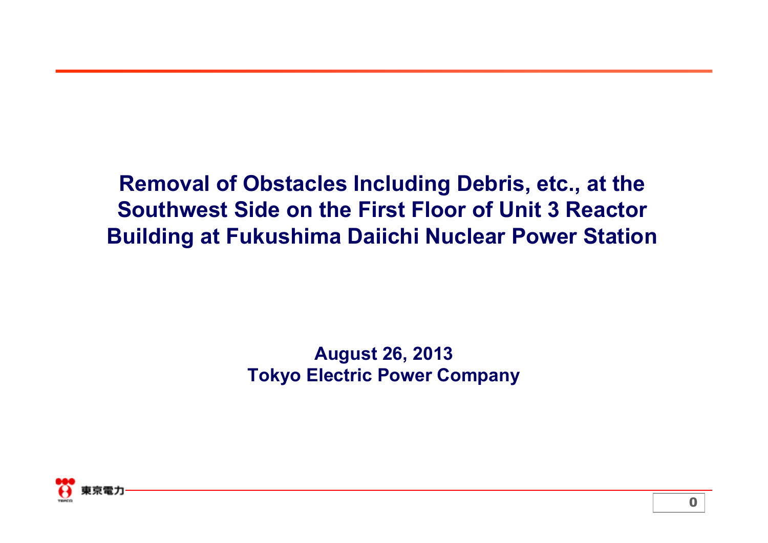# Removal of Obstacles Including Debris, etc., at the Southwest Side on the First Floor of Unit 3 Reactor Building at Fukushima Daiichi Nuclear Power Station

**August 26, 2013**
**Tokyo Electric Power Company**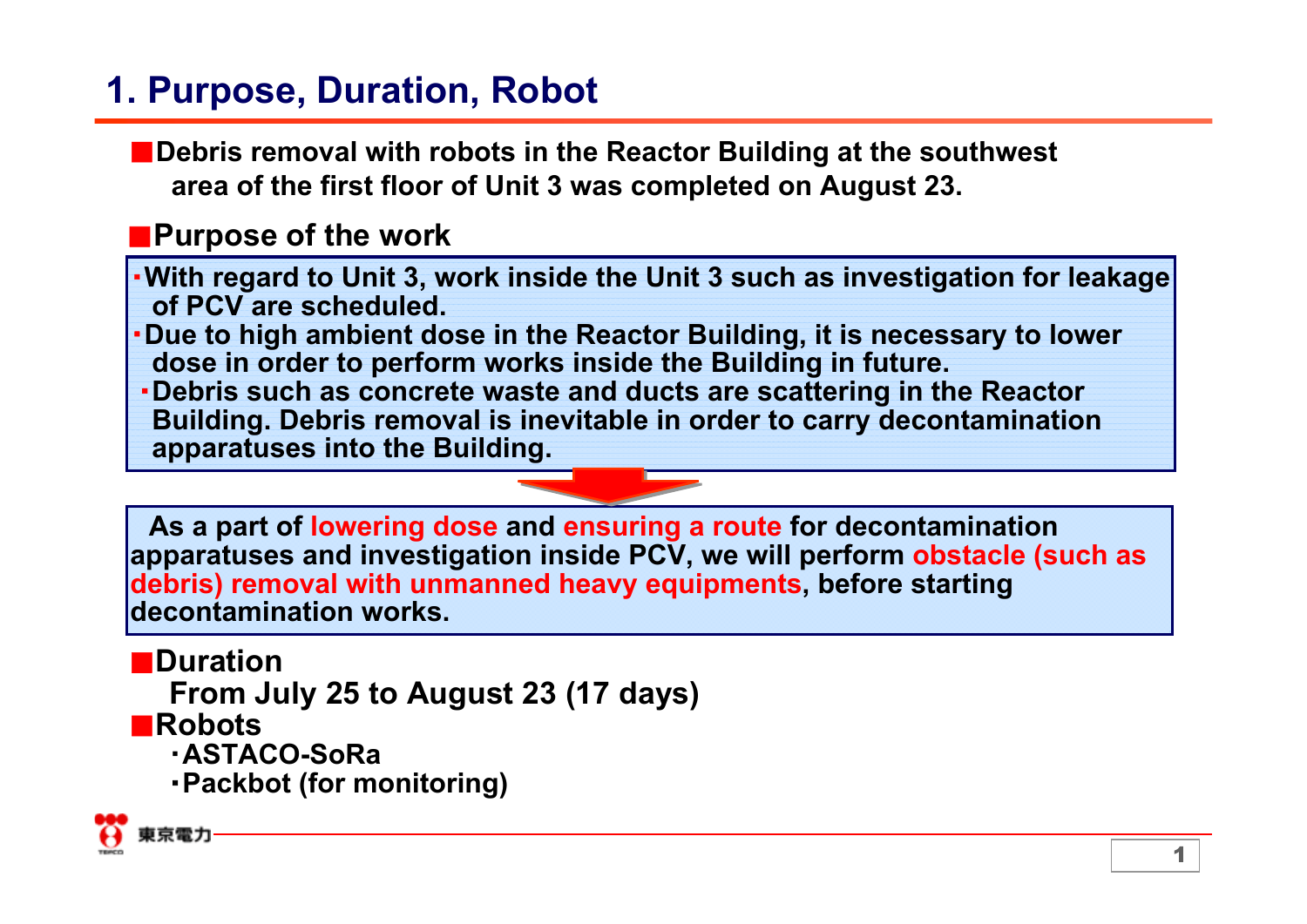# 1. Purpose, Duration, Robot

- **Debris removal with robots in the Reactor Building at the southwest area of the first floor of Unit 3 was completed on August 23.**

- **Purpose of the work**

> - **With regard to Unit 3, work inside the Unit 3 such as investigation for leakage of PCV are scheduled.**
> - **Due to high ambient dose in the Reactor Building, it is necessary to lower dose in order to perform works inside the Building in future.**
> - **Debris such as concrete waste and ducts are scattering in the Reactor Building. Debris removal is inevitable in order to carry decontamination apparatuses into the Building.**

> **As a part of lowering dose and ensuring a route for decontamination apparatuses and investigation inside PCV, we will perform obstacle (such as debris) removal with unmanned heavy equipments, before starting decontamination works.**

- **Duration**
  **From July 25 to August 23 (17 days)**
- **Robots**
  - **ASTACO-SoRa**
  - **Packbot (for monitoring)**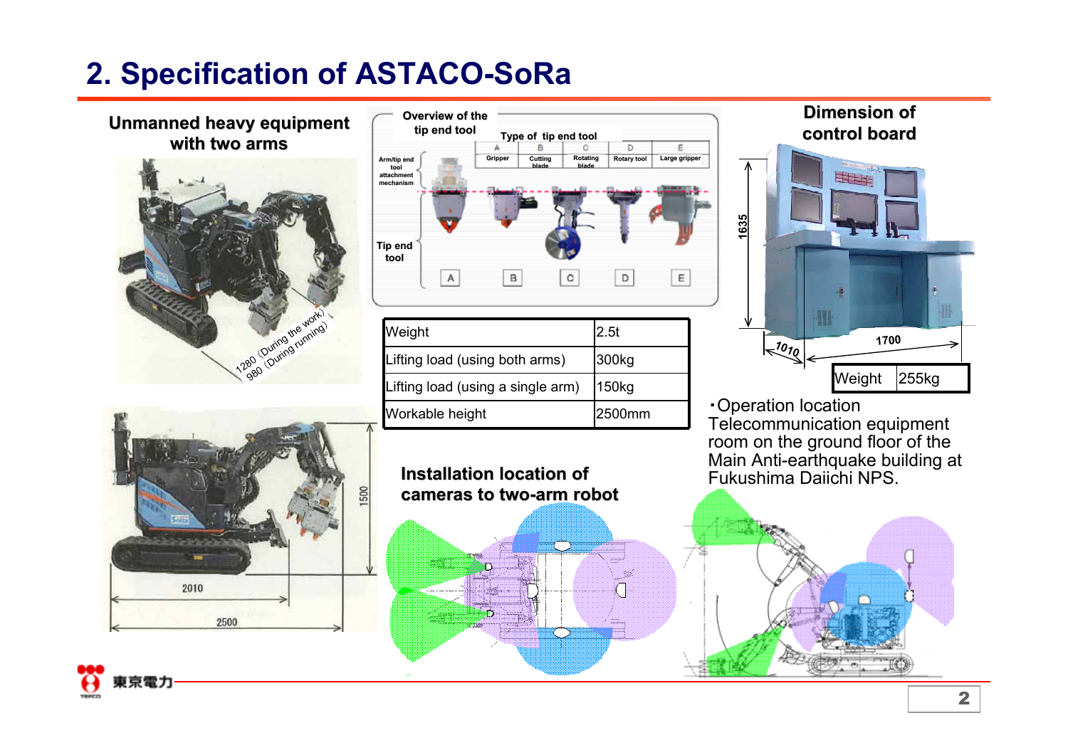# 2. Specification of ASTACO-SoRa

**Unmanned heavy equipment with two arms**

1280 (During the work)
980 (During running)

1500

2010

2500

**Overview of the tip end tool**

Type of tip end tool

| | A | B | C | D | E |
|---|---|---|---|---|---|
| | Gripper | Cutting blade | Rotating blade | Rotary tool | Large gripper |

Arm/tip end tool attachment mechanism

Tip end tool

| Weight | 2.5t |
|---|---|
| Lifting load (using both arms) | 300kg |
| Lifting load (using a single arm) | 150kg |
| Workable height | 2500mm |

**Dimension of control board**

1635

1010

1700

| Weight | 255kg |
|---|---|

・Operation location
Telecommunication equipment room on the ground floor of the Main Anti-earthquake building at Fukushima Daiichi NPS.

**Installation location of cameras to two-arm robot**

東京電力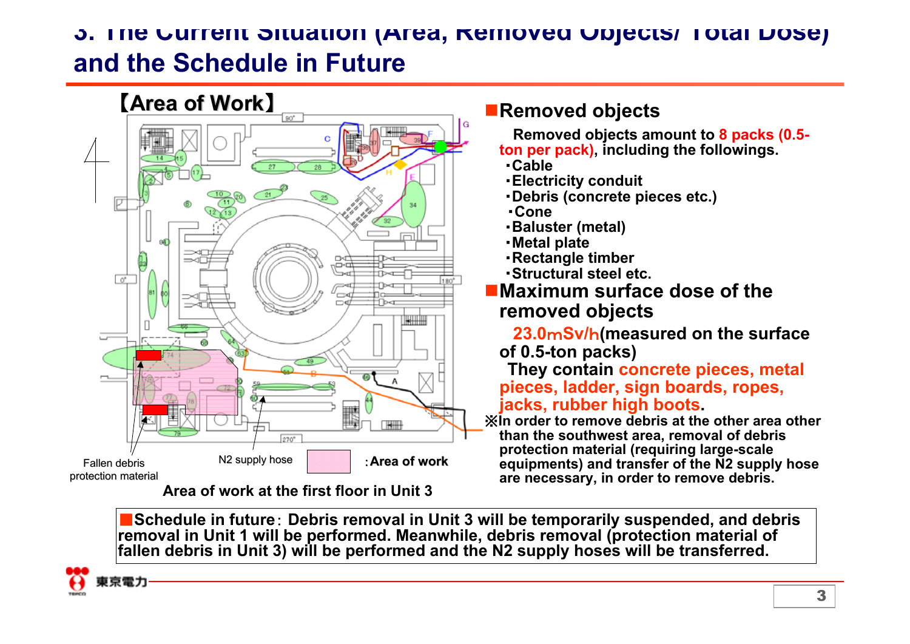## 3. The Current Situation (Area, Removed Objects/ Total Dose) and the Schedule in Future

【Area of Work】

Fallen debris protection material

N2 supply hose

: Area of work

Area of work at the first floor in Unit 3

■**Removed objects**

**Removed objects amount to 8 packs (0.5-ton per pack), including the followings.**

- **Cable**
- **Electricity conduit**
- **Debris (concrete pieces etc.)**
- **Cone**
- **Baluster (metal)**
- **Metal plate**
- **Rectangle timber**
- **Structural steel etc.**

■**Maximum surface dose of the removed objects**

**23.0mSv/h(measured on the surface of 0.5-ton packs)**

**They contain concrete pieces, metal pieces, ladder, sign boards, ropes, jacks, rubber high boots.**

**※In order to remove debris at the other area other than the southwest area, removal of debris protection material (requiring large-scale equipments) and transfer of the N2 supply hose are necessary, in order to remove debris.**

■**Schedule in future: Debris removal in Unit 3 will be temporarily suspended, and debris removal in Unit 1 will be performed. Meanwhile, debris removal (protection material of fallen debris in Unit 3) will be performed and the N2 supply hoses will be transferred.**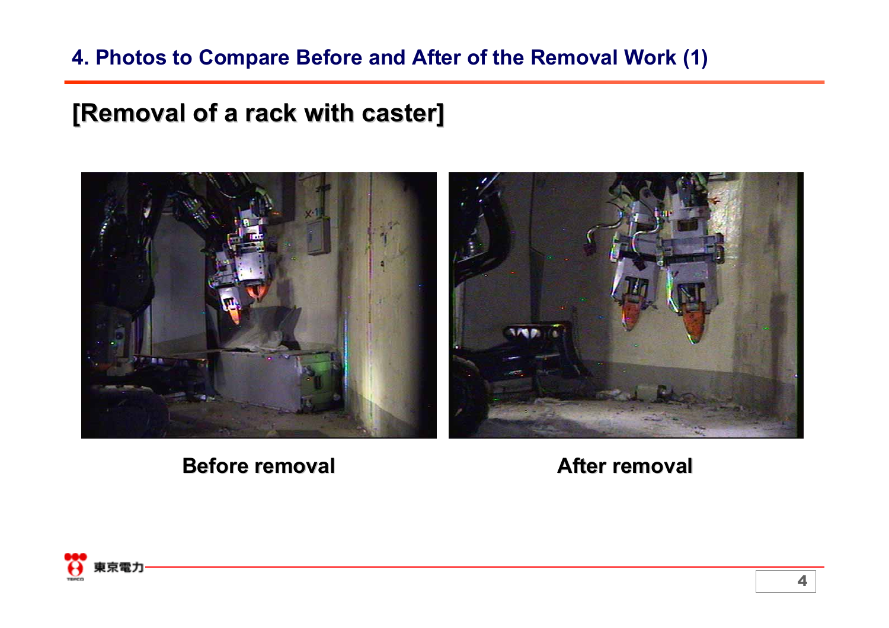# 4. Photos to Compare Before and After of the Removal Work (1)

## [Removal of a rack with caster]

Before removal

After removal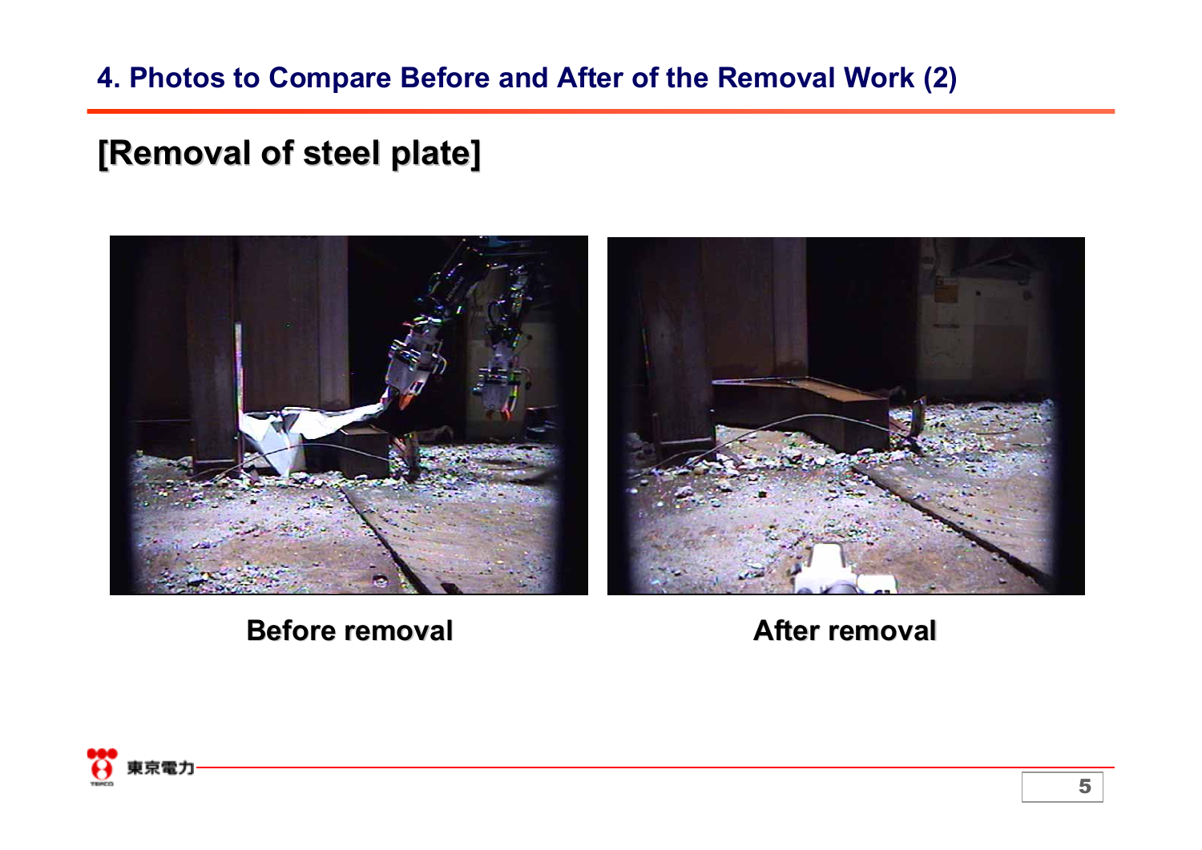## 4. Photos to Compare Before and After of the Removal Work (2)

### [Removal of steel plate]

Before removal

After removal